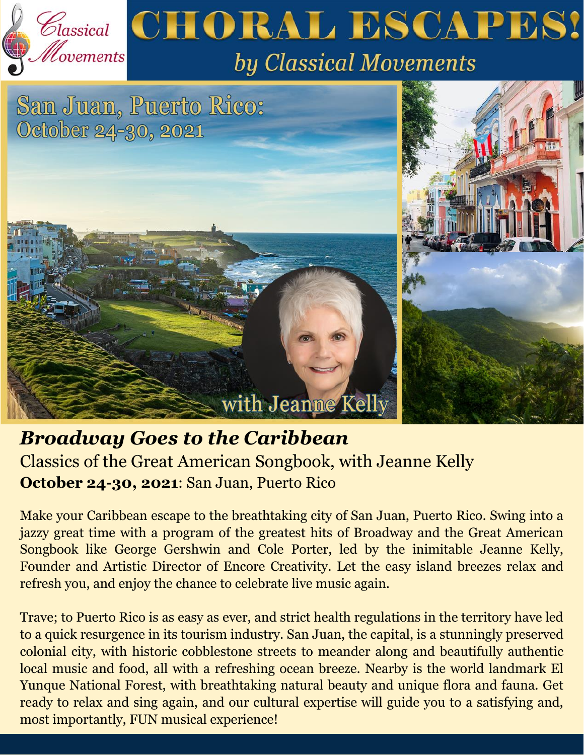Classical Movements

# CHORAL ESCAPES!

*by Classical Movements*

San Juan, Puerto Rico:
October 24-30, 2021

with Jeanne Kelly

## *Broadway Goes to the Caribbean*

Classics of the Great American Songbook, with Jeanne Kelly

**October 24-30, 2021**: San Juan, Puerto Rico

Make your Caribbean escape to the breathtaking city of San Juan, Puerto Rico. Swing into a jazzy great time with a program of the greatest hits of Broadway and the Great American Songbook like George Gershwin and Cole Porter, led by the inimitable Jeanne Kelly, Founder and Artistic Director of Encore Creativity. Let the easy island breezes relax and refresh you, and enjoy the chance to celebrate live music again.

Trave; to Puerto Rico is as easy as ever, and strict health regulations in the territory have led to a quick resurgence in its tourism industry. San Juan, the capital, is a stunningly preserved colonial city, with historic cobblestone streets to meander along and beautifully authentic local music and food, all with a refreshing ocean breeze. Nearby is the world landmark El Yunque National Forest, with breathtaking natural beauty and unique flora and fauna. Get ready to relax and sing again, and our cultural expertise will guide you to a satisfying and, most importantly, FUN musical experience!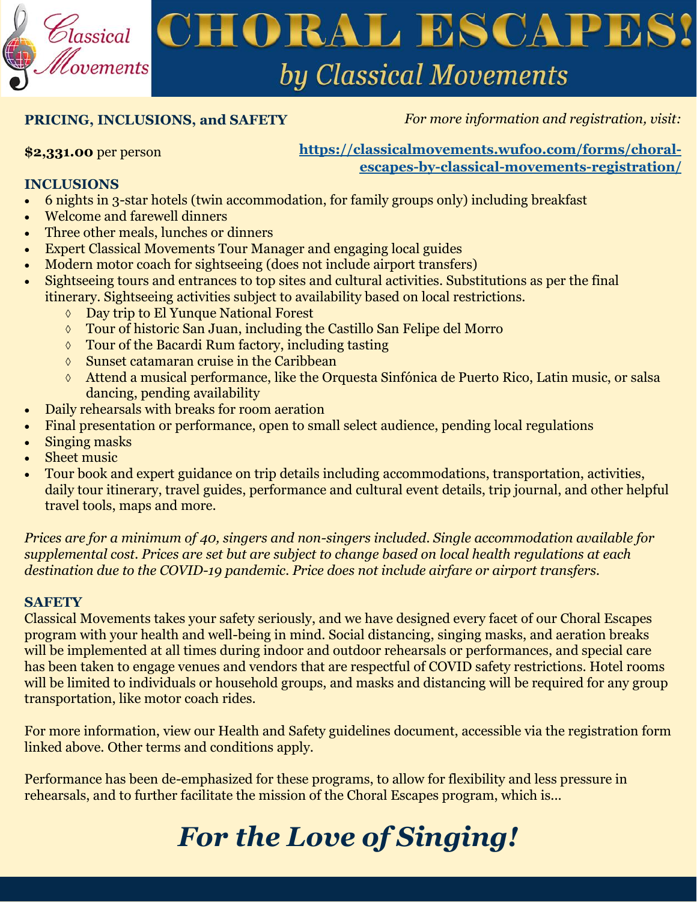# CHORAL ESCAPES!

## by Classical Movements

**PRICING, INCLUSIONS, and SAFETY**

*For more information and registration, visit:*

**https://classicalmovements.wufoo.com/forms/choral-escapes-by-classical-movements-registration/**

**$2,331.00** per person

**INCLUSIONS**

- 6 nights in 3-star hotels (twin accommodation, for family groups only) including breakfast
- Welcome and farewell dinners
- Three other meals, lunches or dinners
- Expert Classical Movements Tour Manager and engaging local guides
- Modern motor coach for sightseeing (does not include airport transfers)
- Sightseeing tours and entrances to top sites and cultural activities. Substitutions as per the final itinerary. Sightseeing activities subject to availability based on local restrictions.
  - Day trip to El Yunque National Forest
  - Tour of historic San Juan, including the Castillo San Felipe del Morro
  - Tour of the Bacardi Rum factory, including tasting
  - Sunset catamaran cruise in the Caribbean
  - Attend a musical performance, like the Orquesta Sinfónica de Puerto Rico, Latin music, or salsa dancing, pending availability
- Daily rehearsals with breaks for room aeration
- Final presentation or performance, open to small select audience, pending local regulations
- Singing masks
- Sheet music
- Tour book and expert guidance on trip details including accommodations, transportation, activities, daily tour itinerary, travel guides, performance and cultural event details, trip journal, and other helpful travel tools, maps and more.

*Prices are for a minimum of 40, singers and non-singers included. Single accommodation available for supplemental cost. Prices are set but are subject to change based on local health regulations at each destination due to the COVID-19 pandemic. Price does not include airfare or airport transfers.*

**SAFETY**

Classical Movements takes your safety seriously, and we have designed every facet of our Choral Escapes program with your health and well-being in mind. Social distancing, singing masks, and aeration breaks will be implemented at all times during indoor and outdoor rehearsals or performances, and special care has been taken to engage venues and vendors that are respectful of COVID safety restrictions. Hotel rooms will be limited to individuals or household groups, and masks and distancing will be required for any group transportation, like motor coach rides.

For more information, view our Health and Safety guidelines document, accessible via the registration form linked above. Other terms and conditions apply.

Performance has been de-emphasized for these programs, to allow for flexibility and less pressure in rehearsals, and to further facilitate the mission of the Choral Escapes program, which is…

# *For the Love of Singing!*